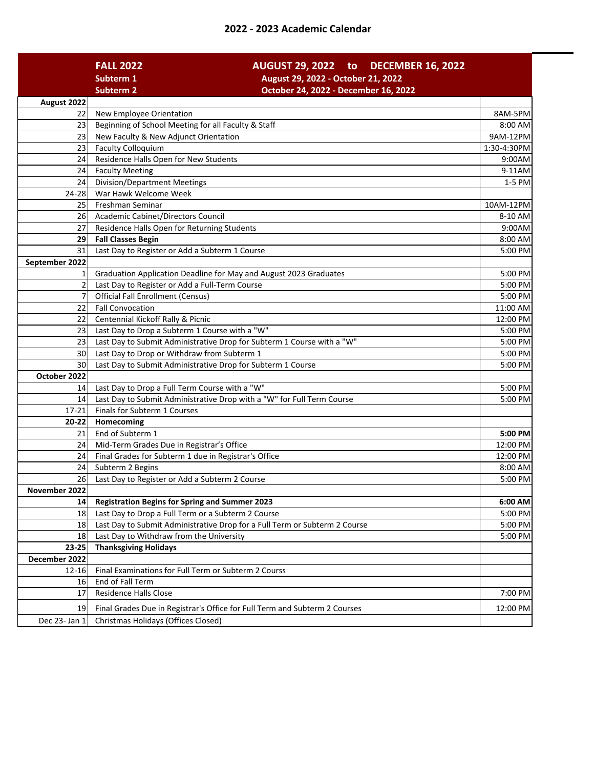# 2022 - 2023 Academic Calendar

| | **FALL 2022** **Subterm 1** **Subterm 2** | **AUGUST 29, 2022 to DECEMBER 16, 2022** **August 29, 2022 - October 21, 2022** **October 24, 2022 - December 16, 2022** |
|---|---|---|
| **August 2022** | | |
| 22 | New Employee Orientation | 8AM-5PM |
| 23 | Beginning of School Meeting for all Faculty & Staff | 8:00 AM |
| 23 | New Faculty & New Adjunct Orientation | 9AM-12PM |
| 23 | Faculty Colloquium | 1:30-4:30PM |
| 24 | Residence Halls Open for New Students | 9:00AM |
| 24 | Faculty Meeting | 9-11AM |
| 24 | Division/Department Meetings | 1-5 PM |
| 24-28 | War Hawk Welcome Week | |
| 25 | Freshman Seminar | 10AM-12PM |
| 26 | Academic Cabinet/Directors Council | 8-10 AM |
| 27 | Residence Halls Open for Returning Students | 9:00AM |
| **29** | **Fall Classes Begin** | 8:00 AM |
| 31 | Last Day to Register or Add a Subterm 1 Course | 5:00 PM |
| **September 2022** | | |
| 1 | Graduation Application Deadline for May and August 2023 Graduates | 5:00 PM |
| 2 | Last Day to Register or Add a Full-Term Course | 5:00 PM |
| 7 | Official Fall Enrollment (Census) | 5:00 PM |
| 22 | Fall Convocation | 11:00 AM |
| 22 | Centennial Kickoff Rally & Picnic | 12:00 PM |
| 23 | Last Day to Drop a Subterm 1 Course with a "W" | 5:00 PM |
| 23 | Last Day to Submit Administrative Drop for Subterm 1 Course with a "W" | 5:00 PM |
| 30 | Last Day to Drop or Withdraw from Subterm 1 | 5:00 PM |
| 30 | Last Day to Submit Administrative Drop for Subterm 1 Course | 5:00 PM |
| **October 2022** | | |
| 14 | Last Day to Drop a Full Term Course with a "W" | 5:00 PM |
| 14 | Last Day to Submit Administrative Drop with a "W" for Full Term Course | 5:00 PM |
| 17-21 | Finals for Subterm 1 Courses | |
| **20-22** | **Homecoming** | |
| 21 | End of Subterm 1 | **5:00 PM** |
| 24 | Mid-Term Grades Due in Registrar's Office | 12:00 PM |
| 24 | Final Grades for Subterm 1 due in Registrar's Office | 12:00 PM |
| 24 | Subterm 2 Begins | 8:00 AM |
| 26 | Last Day to Register or Add a Subterm 2 Course | 5:00 PM |
| **November 2022** | | |
| **14** | **Registration Begins for Spring and Summer 2023** | **6:00 AM** |
| 18 | Last Day to Drop a Full Term or a Subterm 2 Course | 5:00 PM |
| 18 | Last Day to Submit Administrative Drop for a Full Term or Subterm 2 Course | 5:00 PM |
| 18 | Last Day to Withdraw from the University | 5:00 PM |
| **23-25** | **Thanksgiving Holidays** | |
| **December 2022** | | |
| 12-16 | Final Examinations for Full Term or Subterm 2 Courss | |
| 16 | End of Fall Term | |
| 17 | Residence Halls Close | 7:00 PM |
| 19 | Final Grades Due in Registrar's Office for Full Term and Subterm 2 Courses | 12:00 PM |
| Dec 23- Jan 1 | Christmas Holidays (Offices Closed) | |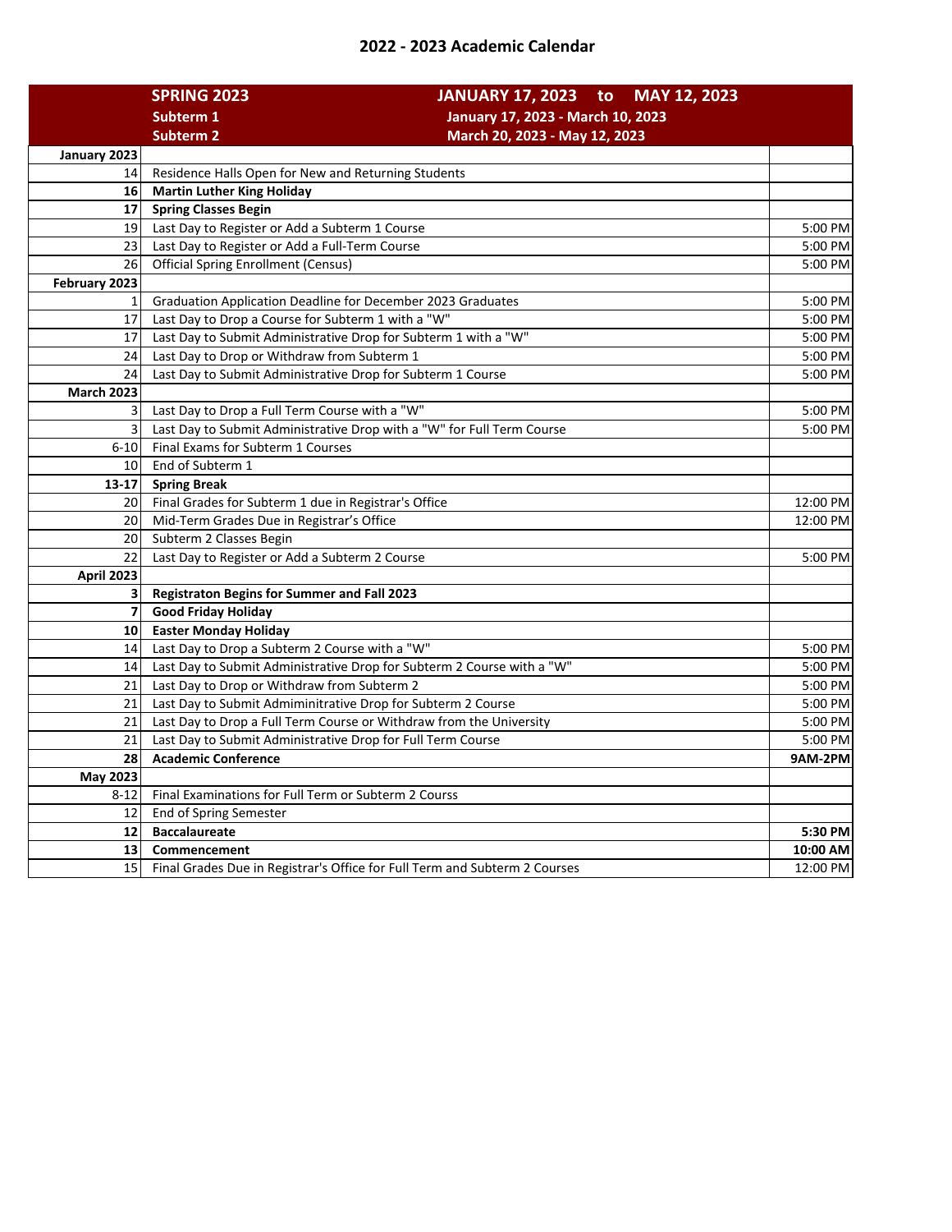## 2022 - 2023 Academic Calendar

| | **SPRING 2023** | **JANUARY 17, 2023 to MAY 12, 2023** |
|---|---|---|
| | **Subterm 1** | **January 17, 2023 - March 10, 2023** |
| | **Subterm 2** | **March 20, 2023 - May 12, 2023** |
| **January 2023** | | |
| 14 | Residence Halls Open for New and Returning Students | |
| **16** | **Martin Luther King Holiday** | |
| **17** | **Spring Classes Begin** | |
| 19 | Last Day to Register or Add a Subterm 1 Course | 5:00 PM |
| 23 | Last Day to Register or Add a Full-Term Course | 5:00 PM |
| 26 | Official Spring Enrollment (Census) | 5:00 PM |
| **February 2023** | | |
| 1 | Graduation Application Deadline for December 2023 Graduates | 5:00 PM |
| 17 | Last Day to Drop a Course for Subterm 1 with a "W" | 5:00 PM |
| 17 | Last Day to Submit Administrative Drop for Subterm 1 with a "W" | 5:00 PM |
| 24 | Last Day to Drop or Withdraw from Subterm 1 | 5:00 PM |
| 24 | Last Day to Submit Administrative Drop for Subterm 1 Course | 5:00 PM |
| **March 2023** | | |
| 3 | Last Day to Drop a Full Term Course with a "W" | 5:00 PM |
| 3 | Last Day to Submit Administrative Drop with a "W" for Full Term Course | 5:00 PM |
| 6-10 | Final Exams for Subterm 1 Courses | |
| 10 | End of Subterm 1 | |
| **13-17** | **Spring Break** | |
| 20 | Final Grades for Subterm 1 due in Registrar's Office | 12:00 PM |
| 20 | Mid-Term Grades Due in Registrar's Office | 12:00 PM |
| 20 | Subterm 2 Classes Begin | |
| 22 | Last Day to Register or Add a Subterm 2 Course | 5:00 PM |
| **April 2023** | | |
| **3** | **Registraton Begins for Summer and Fall 2023** | |
| **7** | **Good Friday Holiday** | |
| **10** | **Easter Monday Holiday** | |
| 14 | Last Day to Drop a Subterm 2 Course with a "W" | 5:00 PM |
| 14 | Last Day to Submit Administrative Drop for Subterm 2 Course with a "W" | 5:00 PM |
| 21 | Last Day to Drop or Withdraw from Subterm 2 | 5:00 PM |
| 21 | Last Day to Submit Admininitrative Drop for Subterm 2 Course | 5:00 PM |
| 21 | Last Day to Drop a Full Term Course or Withdraw from the University | 5:00 PM |
| 21 | Last Day to Submit Administrative Drop for Full Term Course | 5:00 PM |
| **28** | **Academic Conference** | **9AM-2PM** |
| **May 2023** | | |
| 8-12 | Final Examinations for Full Term or Subterm 2 Courss | |
| 12 | End of Spring Semester | |
| **12** | **Baccalaureate** | **5:30 PM** |
| **13** | **Commencement** | **10:00 AM** |
| 15 | Final Grades Due in Registrar's Office for Full Term and Subterm 2 Courses | 12:00 PM |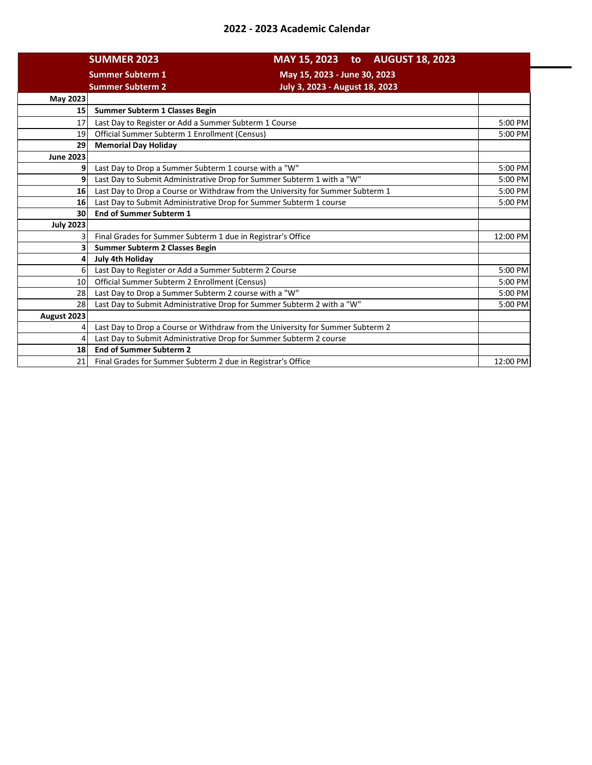# 2022 - 2023 Academic Calendar

| | SUMMER 2023 | MAY 15, 2023 to AUGUST 18, 2023 |
|---|---|---|
| | **Summer Subterm 1** | **May 15, 2023 - June 30, 2023** |
| | **Summer Subterm 2** | **July 3, 2023 - August 18, 2023** |

| | | |
|---|---|---|
| **May 2023** | | |
| **15** | **Summer Subterm 1 Classes Begin** | |
| 17 | Last Day to Register or Add a Summer Subterm 1 Course | 5:00 PM |
| 19 | Official Summer Subterm 1 Enrollment (Census) | 5:00 PM |
| **29** | **Memorial Day Holiday** | |
| **June 2023** | | |
| 9 | Last Day to Drop a Summer Subterm 1 course with a "W" | 5:00 PM |
| 9 | Last Day to Submit Administrative Drop for Summer Subterm 1 with a "W" | 5:00 PM |
| 16 | Last Day to Drop a Course or Withdraw from the University for Summer Subterm 1 | 5:00 PM |
| 16 | Last Day to Submit Administrative Drop for Summer Subterm 1 course | 5:00 PM |
| **30** | **End of Summer Subterm 1** | |
| **July 2023** | | |
| 3 | Final Grades for Summer Subterm 1 due in Registrar's Office | 12:00 PM |
| **3** | **Summer Subterm 2 Classes Begin** | |
| **4** | **July 4th Holiday** | |
| 6 | Last Day to Register or Add a Summer Subterm 2 Course | 5:00 PM |
| 10 | Official Summer Subterm 2 Enrollment (Census) | 5:00 PM |
| 28 | Last Day to Drop a Summer Subterm 2 course with a "W" | 5:00 PM |
| 28 | Last Day to Submit Administrative Drop for Summer Subterm 2 with a "W" | 5:00 PM |
| **August 2023** | | |
| 4 | Last Day to Drop a Course or Withdraw from the University for Summer Subterm 2 | |
| 4 | Last Day to Submit Administrative Drop for Summer Subterm 2 course | |
| **18** | **End of Summer Subterm 2** | |
| 21 | Final Grades for Summer Subterm 2 due in Registrar's Office | 12:00 PM |